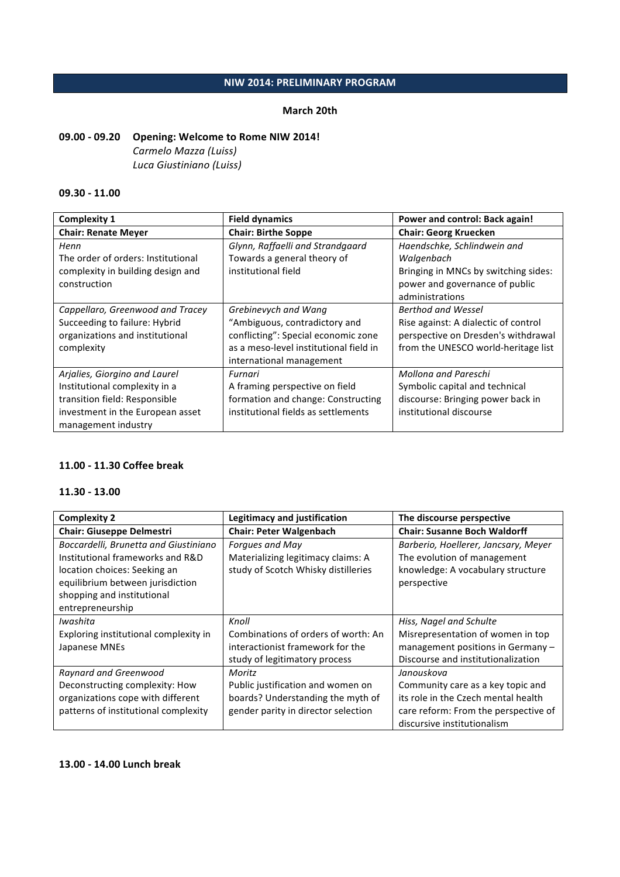# NIW 2014: PRELIMINARY PROGRAM

**March 20th**

**09.00 - 09.20 Opening: Welcome to Rome NIW 2014!**
*Carmelo Mazza (Luiss)*
*Luca Giustiniano (Luiss)*

**09.30 - 11.00**

| **Complexity 1** | **Field dynamics** | **Power and control: Back again!** |
|---|---|---|
| **Chair: Renate Meyer** | **Chair: Birthe Soppe** | **Chair: Georg Kruecken** |
| *Henn*<br>The order of orders: Institutional complexity in building design and construction | *Glynn, Raffaelli and Strandgaard*<br>Towards a general theory of institutional field | *Haendschke, Schlindwein and Walgenbach*<br>Bringing in MNCs by switching sides: power and governance of public administrations |
| *Cappellaro, Greenwood and Tracey*<br>Succeeding to failure: Hybrid organizations and institutional complexity | *Grebinevych and Wang*<br>"Ambiguous, contradictory and conflicting": Special economic zone as a meso-level institutional field in international management | *Berthod and Wessel*<br>Rise against: A dialectic of control perspective on Dresden's withdrawal from the UNESCO world-heritage list |
| *Arjalies, Giorgino and Laurel*<br>Institutional complexity in a transition field: Responsible investment in the European asset management industry | *Furnari*<br>A framing perspective on field formation and change: Constructing institutional fields as settlements | *Mollona and Pareschi*<br>Symbolic capital and technical discourse: Bringing power back in institutional discourse |

**11.00 - 11.30 Coffee break**

**11.30 - 13.00**

| **Complexity 2** | **Legitimacy and justification** | **The discourse perspective** |
|---|---|---|
| **Chair: Giuseppe Delmestri** | **Chair: Peter Walgenbach** | **Chair: Susanne Boch Waldorff** |
| *Boccardelli, Brunetta and Giustiniano*<br>Institutional frameworks and R&D location choices: Seeking an equilibrium between jurisdiction shopping and institutional entrepreneurship | *Forgues and May*<br>Materializing legitimacy claims: A study of Scotch Whisky distilleries | *Barberio, Hoellerer, Jancsary, Meyer*<br>The evolution of management knowledge: A vocabulary structure perspective |
| *Iwashita*<br>Exploring institutional complexity in Japanese MNEs | *Knoll*<br>Combinations of orders of worth: An interactionist framework for the study of legitimatory process | *Hiss, Nagel and Schulte*<br>Misrepresentation of women in top management positions in Germany – Discourse and institutionalization |
| *Raynard and Greenwood*<br>Deconstructing complexity: How organizations cope with different patterns of institutional complexity | *Moritz*<br>Public justification and women on boards? Understanding the myth of gender parity in director selection | *Janouskova*<br>Community care as a key topic and its role in the Czech mental health care reform: From the perspective of discursive institutionalism |

**13.00 - 14.00 Lunch break**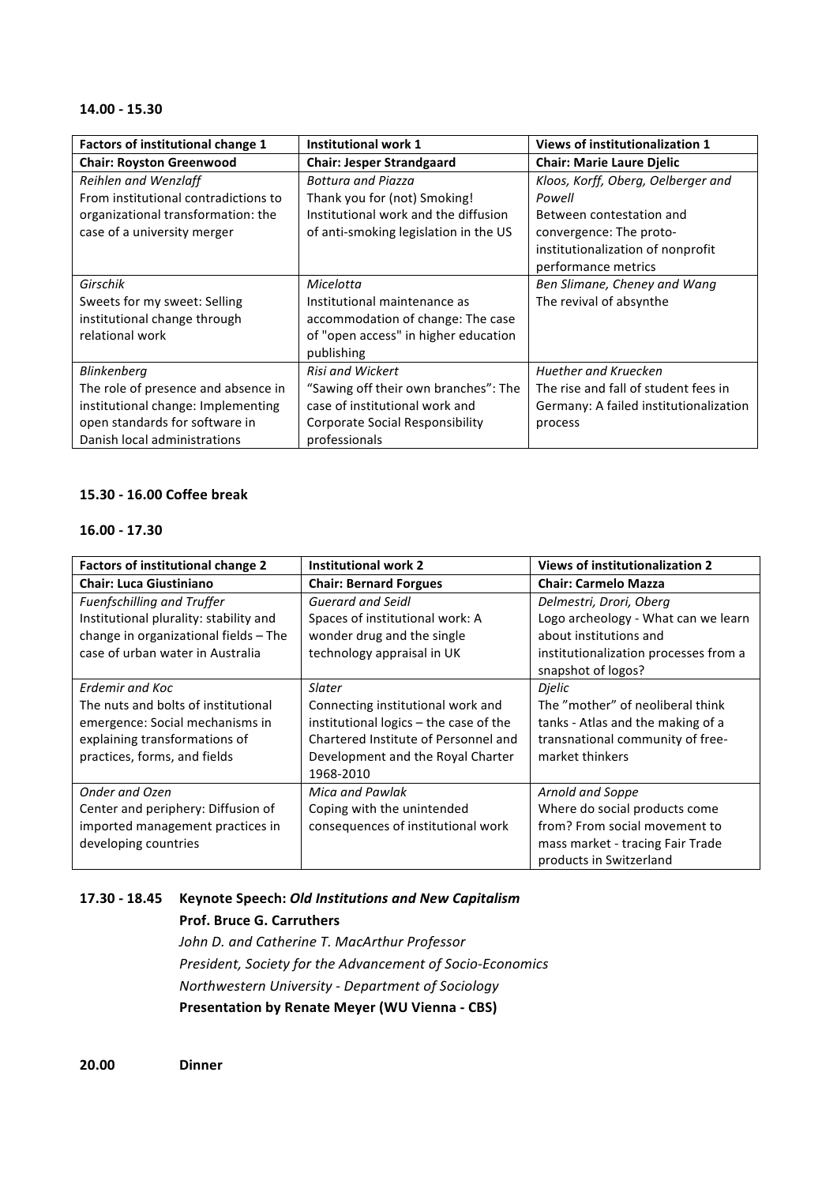**14.00 - 15.30**

| Factors of institutional change 1 | Institutional work 1 | Views of institutionalization 1 |
|---|---|---|
| **Chair: Royston Greenwood** | **Chair: Jesper Strandgaard** | **Chair: Marie Laure Djelic** |
| *Reihlen and Wenzlaff*<br>From institutional contradictions to organizational transformation: the case of a university merger | *Bottura and Piazza*<br>Thank you for (not) Smoking! Institutional work and the diffusion of anti-smoking legislation in the US | *Kloos, Korff, Oberg, Oelberger and Powell*<br>Between contestation and convergence: The proto-institutionalization of nonprofit performance metrics |
| *Girschik*<br>Sweets for my sweet: Selling institutional change through relational work | *Micelotta*<br>Institutional maintenance as accommodation of change: The case of "open access" in higher education publishing | *Ben Slimane, Cheney and Wang*<br>The revival of absynthe |
| *Blinkenberg*<br>The role of presence and absence in institutional change: Implementing open standards for software in Danish local administrations | *Risi and Wickert*<br>"Sawing off their own branches": The case of institutional work and Corporate Social Responsibility professionals | *Huether and Kruecken*<br>The rise and fall of student fees in Germany: A failed institutionalization process |

**15.30 - 16.00 Coffee break**

**16.00 - 17.30**

| Factors of institutional change 2 | Institutional work 2 | Views of institutionalization 2 |
|---|---|---|
| **Chair: Luca Giustiniano** | **Chair: Bernard Forgues** | **Chair: Carmelo Mazza** |
| *Fuenfschilling and Truffer*<br>Institutional plurality: stability and change in organizational fields – The case of urban water in Australia | *Guerard and Seidl*<br>Spaces of institutional work: A wonder drug and the single technology appraisal in UK | *Delmestri, Drori, Oberg*<br>Logo archeology - What can we learn about institutions and institutionalization processes from a snapshot of logos? |
| *Erdemir and Koc*<br>The nuts and bolts of institutional emergence: Social mechanisms in explaining transformations of practices, forms, and fields | *Slater*<br>Connecting institutional work and institutional logics – the case of the Chartered Institute of Personnel and Development and the Royal Charter 1968-2010 | *Djelic*<br>The "mother" of neoliberal think tanks - Atlas and the making of a transnational community of free-market thinkers |
| *Onder and Ozen*<br>Center and periphery: Diffusion of imported management practices in developing countries | *Mica and Pawlak*<br>Coping with the unintended consequences of institutional work | *Arnold and Soppe*<br>Where do social products come from? From social movement to mass market - tracing Fair Trade products in Switzerland |

**17.30 - 18.45 Keynote Speech:** ***Old Institutions and New Capitalism***
**Prof. Bruce G. Carruthers**
*John D. and Catherine T. MacArthur Professor*
*President, Society for the Advancement of Socio-Economics*
*Northwestern University - Department of Sociology*
**Presentation by Renate Meyer (WU Vienna - CBS)**

**20.00 Dinner**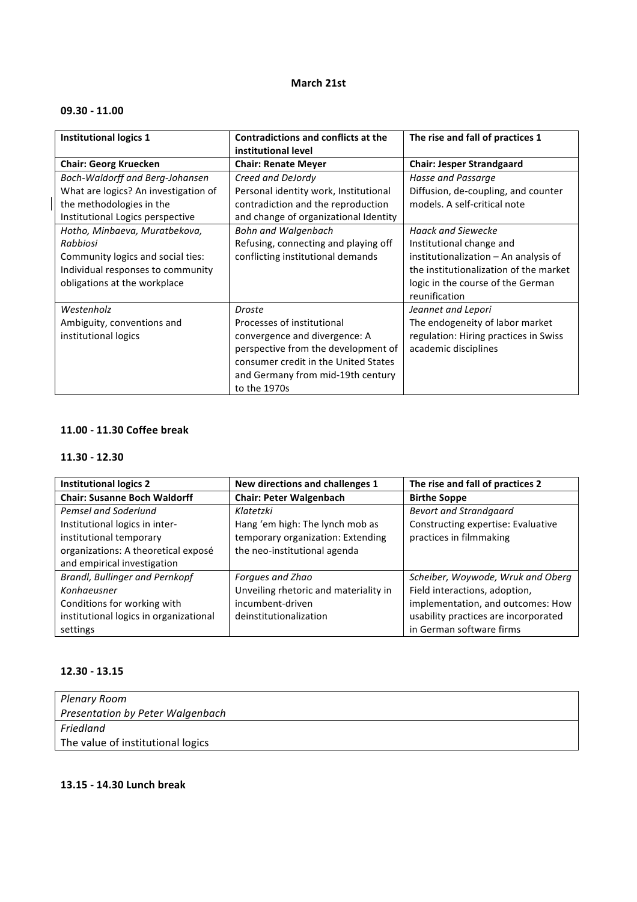**March 21st**

**09.30 - 11.00**

| **Institutional logics 1** | **Contradictions and conflicts at the institutional level** | **The rise and fall of practices 1** |
|---|---|---|
| **Chair: Georg Kruecken** | **Chair: Renate Meyer** | **Chair: Jesper Strandgaard** |
| *Boch-Waldorff and Berg-Johansen* What are logics? An investigation of the methodologies in the Institutional Logics perspective | *Creed and DeJordy* Personal identity work, Institutional contradiction and the reproduction and change of organizational Identity | *Hasse and Passarge* Diffusion, de-coupling, and counter models. A self-critical note |
| *Hotho, Minbaeva, Muratbekova, Rabbiosi* Community logics and social ties: Individual responses to community obligations at the workplace | *Bohn and Walgenbach* Refusing, connecting and playing off conflicting institutional demands | *Haack and Siewecke* Institutional change and institutionalization – An analysis of the institutionalization of the market logic in the course of the German reunification |
| *Westenholz* Ambiguity, conventions and institutional logics | *Droste* Processes of institutional convergence and divergence: A perspective from the development of consumer credit in the United States and Germany from mid-19th century to the 1970s | *Jeannet and Lepori* The endogeneity of labor market regulation: Hiring practices in Swiss academic disciplines |

**11.00 - 11.30 Coffee break**

**11.30 - 12.30**

| **Institutional logics 2** | **New directions and challenges 1** | **The rise and fall of practices 2** |
|---|---|---|
| **Chair: Susanne Boch Waldorff** | **Chair: Peter Walgenbach** | **Birthe Soppe** |
| *Pemsel and Soderlund* Institutional logics in inter-institutional temporary organizations: A theoretical exposé and empirical investigation | *Klatetzki* Hang 'em high: The lynch mob as temporary organization: Extending the neo-institutional agenda | *Bevort and Strandgaard* Constructing expertise: Evaluative practices in filmmaking |
| *Brandl, Bullinger and Pernkopf Konhaeusner* Conditions for working with institutional logics in organizational settings | *Forgues and Zhao* Unveiling rhetoric and materiality in incumbent-driven deinstitutionalization | *Scheiber, Woywode, Wruk and Oberg* Field interactions, adoption, implementation, and outcomes: How usability practices are incorporated in German software firms |

**12.30 - 13.15**

| *Plenary Room* <br> *Presentation by Peter Walgenbach* |
|---|
| *Friedland* <br> The value of institutional logics |

**13.15 - 14.30 Lunch break**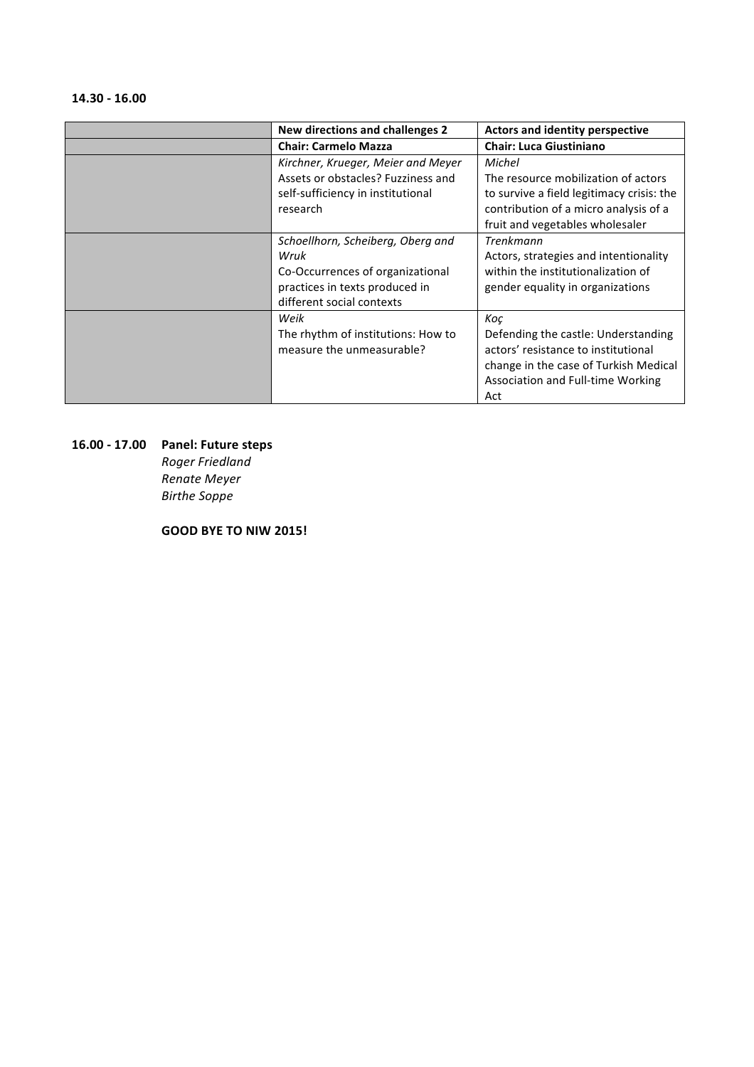**14.30 - 16.00**

| | New directions and challenges 2 | Actors and identity perspective |
|---|---|---|
| | **Chair: Carmelo Mazza** | **Chair: Luca Giustiniano** |
| | *Kirchner, Krueger, Meier and Meyer* Assets or obstacles? Fuzziness and self-sufficiency in institutional research | *Michel* The resource mobilization of actors to survive a field legitimacy crisis: the contribution of a micro analysis of a fruit and vegetables wholesaler |
| | *Schoellhorn, Scheiberg, Oberg and Wruk* Co-Occurrences of organizational practices in texts produced in different social contexts | *Trenkmann* Actors, strategies and intentionality within the institutionalization of gender equality in organizations |
| | *Weik* The rhythm of institutions: How to measure the unmeasurable? | *Koç* Defending the castle: Understanding actors' resistance to institutional change in the case of Turkish Medical Association and Full-time Working Act |

**16.00 - 17.00 Panel: Future steps**

*Roger Friedland*
*Renate Meyer*
*Birthe Soppe*

**GOOD BYE TO NIW 2015!**